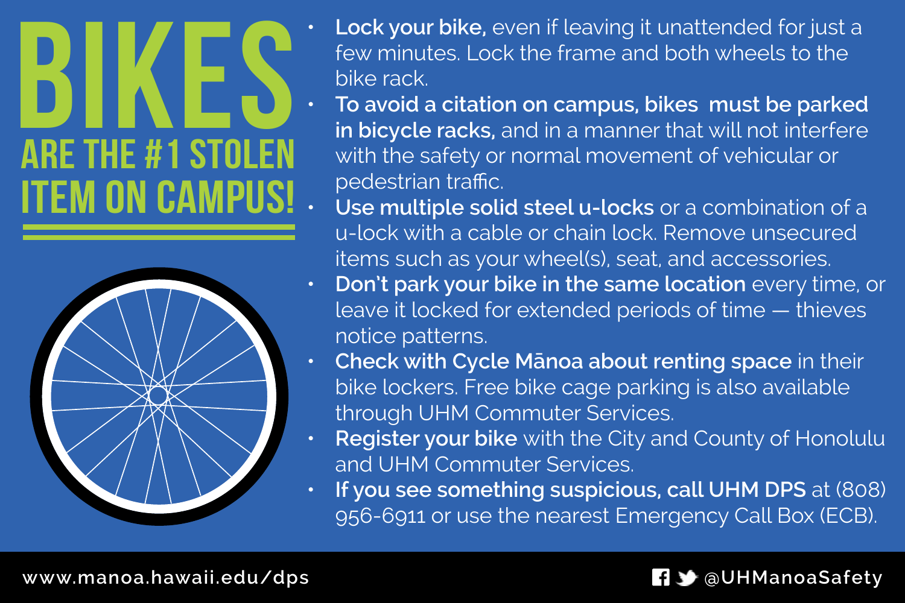# BIKES

## ARE THE #1 STOLEN ITEM ON CAMPUS!

- **Lock your bike,** even if leaving it unattended for just a few minutes. Lock the frame and both wheels to the bike rack.
- **To avoid a citation on campus, bikes must be parked in bicycle racks,** and in a manner that will not interfere with the safety or normal movement of vehicular or pedestrian traffic.
- **Use multiple solid steel u-locks** or a combination of a u-lock with a cable or chain lock. Remove unsecured items such as your wheel(s), seat, and accessories.
- **Don't park your bike in the same location** every time, or leave it locked for extended periods of time — thieves notice patterns.
- **Check with Cycle Mānoa about renting space** in their bike lockers. Free bike cage parking is also available through UHM Commuter Services.
- **Register your bike** with the City and County of Honolulu and UHM Commuter Services.
- **If you see something suspicious, call UHM DPS** at (808) 956-6911 or use the nearest Emergency Call Box (ECB).

www.manoa.hawaii.edu/dps

@UHManoaSafety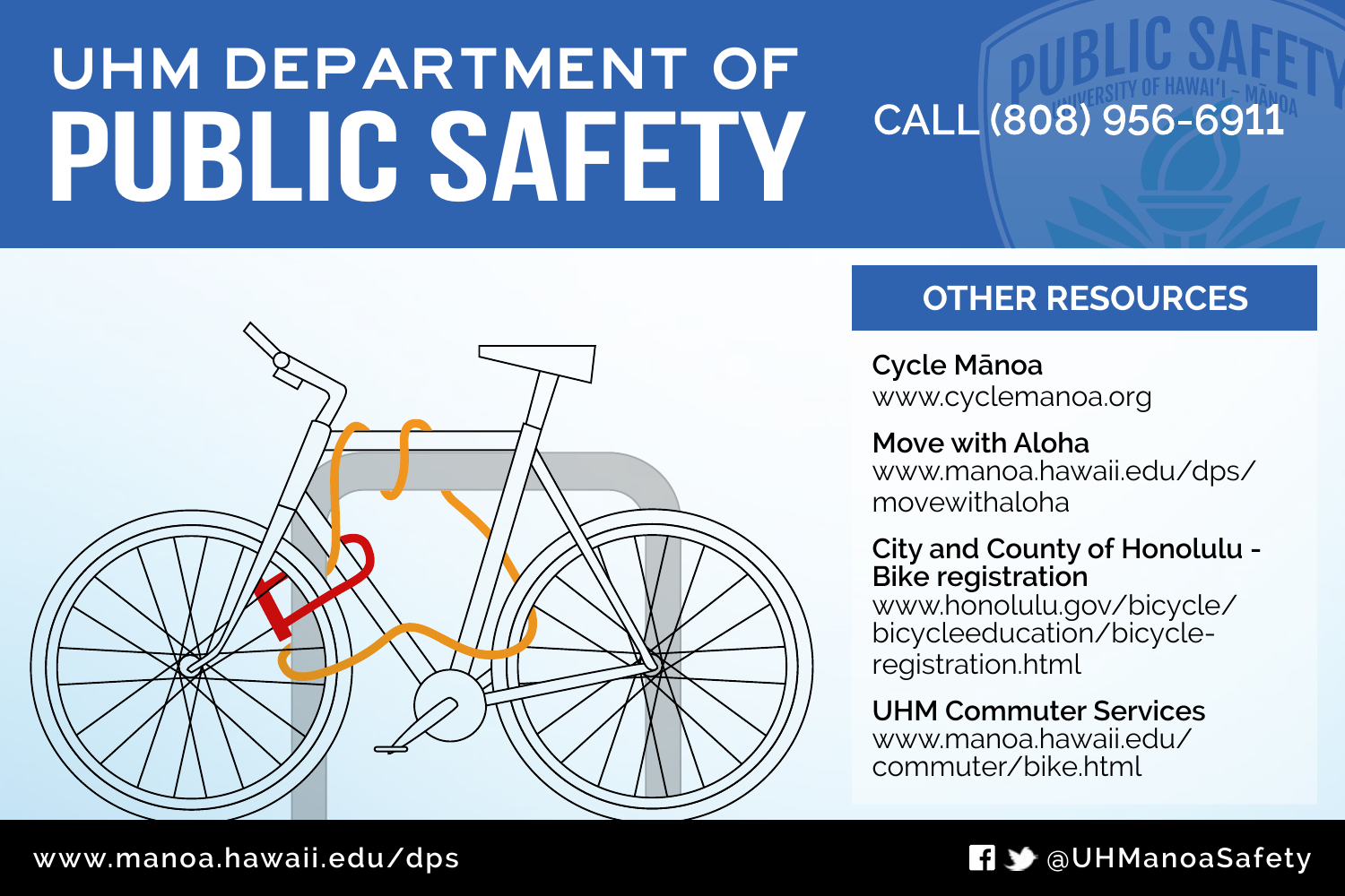# UHM DEPARTMENT OF PUBLIC SAFETY

CALL (808) 956-6911

## OTHER RESOURCES

**Cycle Mānoa**
www.cyclemanoa.org

**Move with Aloha**
www.manoa.hawaii.edu/dps/movewithaloha

**City and County of Honolulu - Bike registration**
www.honolulu.gov/bicycle/bicycleeducation/bicycle-registration.html

**UHM Commuter Services**
www.manoa.hawaii.edu/commuter/bike.html

www.manoa.hawaii.edu/dps

@UHManoaSafety